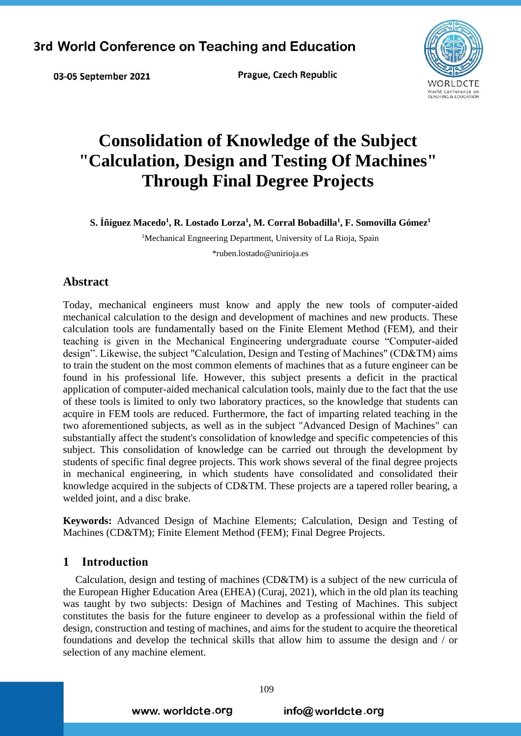# Consolidation of Knowledge of the Subject "Calculation, Design and Testing Of Machines" Through Final Degree Projects

**S. Íñiguez Macedo[1], R. Lostado Lorza[1], M. Corral Bobadilla[1], F. Somovilla Gómez[1]**

[1]Mechanical Engneering Department, University of La Rioja, Spain

*ruben.lostado@unirioja.es

## Abstract

Today, mechanical engineers must know and apply the new tools of computer-aided mechanical calculation to the design and development of machines and new products. These calculation tools are fundamentally based on the Finite Element Method (FEM), and their teaching is given in the Mechanical Engineering undergraduate course "Computer-aided design". Likewise, the subject "Calculation, Design and Testing of Machines" (CD&TM) aims to train the student on the most common elements of machines that as a future engineer can be found in his professional life. However, this subject presents a deficit in the practical application of computer-aided mechanical calculation tools, mainly due to the fact that the use of these tools is limited to only two laboratory practices, so the knowledge that students can acquire in FEM tools are reduced. Furthermore, the fact of imparting related teaching in the two aforementioned subjects, as well as in the subject "Advanced Design of Machines" can substantially affect the student's consolidation of knowledge and specific competencies of this subject. This consolidation of knowledge can be carried out through the development by students of specific final degree projects. This work shows several of the final degree projects in mechanical engineering, in which students have consolidated and consolidated their knowledge acquired in the subjects of CD&TM. These projects are a tapered roller bearing, a welded joint, and a disc brake.

**Keywords:** Advanced Design of Machine Elements; Calculation, Design and Testing of Machines (CD&TM); Finite Element Method (FEM); Final Degree Projects.

## 1 Introduction

Calculation, design and testing of machines (CD&TM) is a subject of the new curricula of the European Higher Education Area (EHEA) (Curaj, 2021), which in the old plan its teaching was taught by two subjects: Design of Machines and Testing of Machines. This subject constitutes the basis for the future engineer to develop as a professional within the field of design, construction and testing of machines, and aims for the student to acquire the theoretical foundations and develop the technical skills that allow him to assume the design and / or selection of any machine element.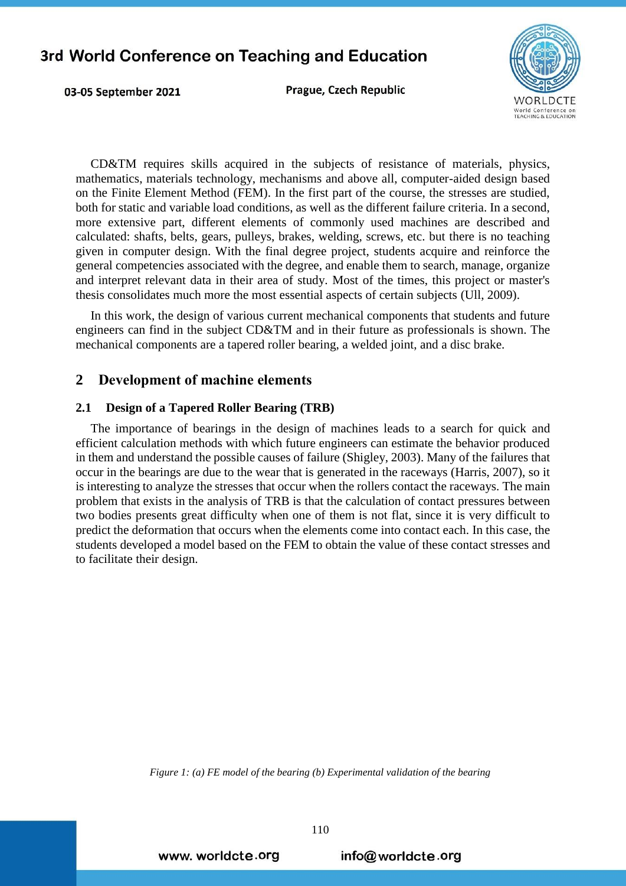CD&TM requires skills acquired in the subjects of resistance of materials, physics, mathematics, materials technology, mechanisms and above all, computer-aided design based on the Finite Element Method (FEM). In the first part of the course, the stresses are studied, both for static and variable load conditions, as well as the different failure criteria. In a second, more extensive part, different elements of commonly used machines are described and calculated: shafts, belts, gears, pulleys, brakes, welding, screws, etc. but there is no teaching given in computer design. With the final degree project, students acquire and reinforce the general competencies associated with the degree, and enable them to search, manage, organize and interpret relevant data in their area of study. Most of the times, this project or master's thesis consolidates much more the most essential aspects of certain subjects (Ull, 2009).

In this work, the design of various current mechanical components that students and future engineers can find in the subject CD&TM and in their future as professionals is shown. The mechanical components are a tapered roller bearing, a welded joint, and a disc brake.

## 2 Development of machine elements

### 2.1 Design of a Tapered Roller Bearing (TRB)

The importance of bearings in the design of machines leads to a search for quick and efficient calculation methods with which future engineers can estimate the behavior produced in them and understand the possible causes of failure (Shigley, 2003). Many of the failures that occur in the bearings are due to the wear that is generated in the raceways (Harris, 2007), so it is interesting to analyze the stresses that occur when the rollers contact the raceways. The main problem that exists in the analysis of TRB is that the calculation of contact pressures between two bodies presents great difficulty when one of them is not flat, since it is very difficult to predict the deformation that occurs when the elements come into contact each. In this case, the students developed a model based on the FEM to obtain the value of these contact stresses and to facilitate their design.

*Figure 1: (a) FE model of the bearing (b) Experimental validation of the bearing*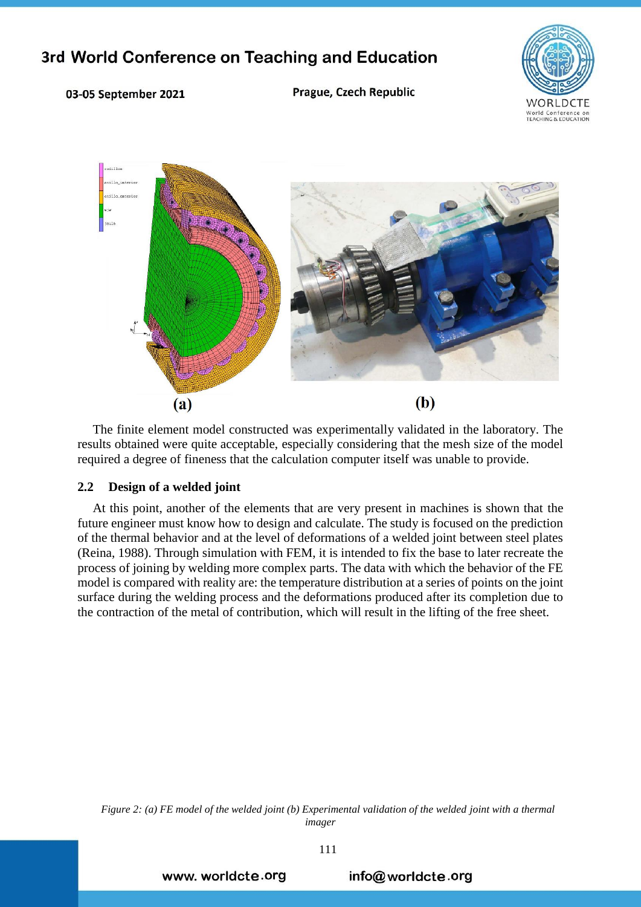(a)

(b)

The finite element model constructed was experimentally validated in the laboratory. The results obtained were quite acceptable, especially considering that the mesh size of the model required a degree of fineness that the calculation computer itself was unable to provide.

### 2.2 Design of a welded joint

At this point, another of the elements that are very present in machines is shown that the future engineer must know how to design and calculate. The study is focused on the prediction of the thermal behavior and at the level of deformations of a welded joint between steel plates (Reina, 1988). Through simulation with FEM, it is intended to fix the base to later recreate the process of joining by welding more complex parts. The data with which the behavior of the FE model is compared with reality are: the temperature distribution at a series of points on the joint surface during the welding process and the deformations produced after its completion due to the contraction of the metal of contribution, which will result in the lifting of the free sheet.

*Figure 2: (a) FE model of the welded joint (b) Experimental validation of the welded joint with a thermal imager*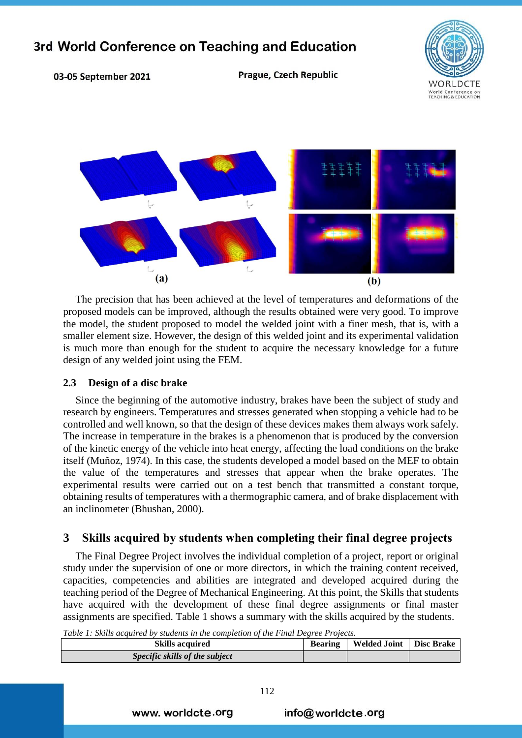(a)

(b)

The precision that has been achieved at the level of temperatures and deformations of the proposed models can be improved, although the results obtained were very good. To improve the model, the student proposed to model the welded joint with a finer mesh, that is, with a smaller element size. However, the design of this welded joint and its experimental validation is much more than enough for the student to acquire the necessary knowledge for a future design of any welded joint using the FEM.

### 2.3 Design of a disc brake

Since the beginning of the automotive industry, brakes have been the subject of study and research by engineers. Temperatures and stresses generated when stopping a vehicle had to be controlled and well known, so that the design of these devices makes them always work safely. The increase in temperature in the brakes is a phenomenon that is produced by the conversion of the kinetic energy of the vehicle into heat energy, affecting the load conditions on the brake itself (Muñoz, 1974). In this case, the students developed a model based on the MEF to obtain the value of the temperatures and stresses that appear when the brake operates. The experimental results were carried out on a test bench that transmitted a constant torque, obtaining results of temperatures with a thermographic camera, and of brake displacement with an inclinometer (Bhushan, 2000).

## 3 Skills acquired by students when completing their final degree projects

The Final Degree Project involves the individual completion of a project, report or original study under the supervision of one or more directors, in which the training content received, capacities, competencies and abilities are integrated and developed acquired during the teaching period of the Degree of Mechanical Engineering. At this point, the Skills that students have acquired with the development of these final degree assignments or final master assignments are specified. Table 1 shows a summary with the skills acquired by the students.

*Table 1: Skills acquired by students in the completion of the Final Degree Projects.*

| Skills acquired | Bearing | Welded Joint | Disc Brake |
|---|---|---|---|
| ***Specific skills of the subject*** | | | |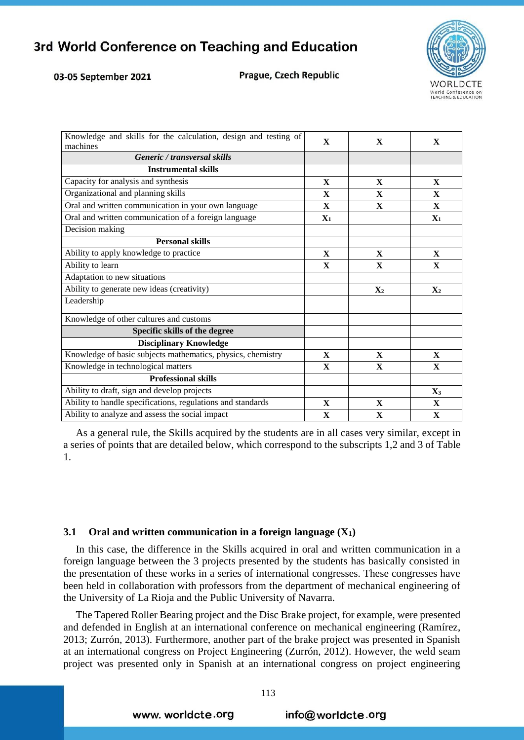| | | | |
|---|---|---|---|
| Knowledge and skills for the calculation, design and testing of machines | **X** | **X** | **X** |
| ***Generic / transversal skills*** | | | |
| **Instrumental skills** | | | |
| Capacity for analysis and synthesis | **X** | **X** | **X** |
| Organizational and planning skills | **X** | **X** | **X** |
| Oral and written communication in your own language | **X** | **X** | **X** |
| Oral and written communication of a foreign language | $\mathbf{X_1}$ | | $\mathbf{X_1}$ |
| Decision making | | | |
| **Personal skills** | | | |
| Ability to apply knowledge to practice | **X** | **X** | **X** |
| Ability to learn | **X** | **X** | **X** |
| Adaptation to new situations | | | |
| Ability to generate new ideas (creativity) | | $\mathbf{X_2}$ | $\mathbf{X_2}$ |
| Leadership | | | |
| Knowledge of other cultures and customs | | | |
| **Specific skills of the degree** | | | |
| **Disciplinary Knowledge** | | | |
| Knowledge of basic subjects mathematics, physics, chemistry | **X** | **X** | **X** |
| Knowledge in technological matters | **X** | **X** | **X** |
| **Professional skills** | | | |
| Ability to draft, sign and develop projects | | | $\mathbf{X_3}$ |
| Ability to handle specifications, regulations and standards | **X** | **X** | **X** |
| Ability to analyze and assess the social impact | **X** | **X** | **X** |

As a general rule, the Skills acquired by the students are in all cases very similar, except in a series of points that are detailed below, which correspond to the subscripts 1,2 and 3 of Table 1.

### 3.1 Oral and written communication in a foreign language ($X_1$)

In this case, the difference in the Skills acquired in oral and written communication in a foreign language between the 3 projects presented by the students has basically consisted in the presentation of these works in a series of international congresses. These congresses have been held in collaboration with professors from the department of mechanical engineering of the University of La Rioja and the Public University of Navarra.

The Tapered Roller Bearing project and the Disc Brake project, for example, were presented and defended in English at an international conference on mechanical engineering (Ramírez, 2013; Zurrón, 2013). Furthermore, another part of the brake project was presented in Spanish at an international congress on Project Engineering (Zurrón, 2012). However, the weld seam project was presented only in Spanish at an international congress on project engineering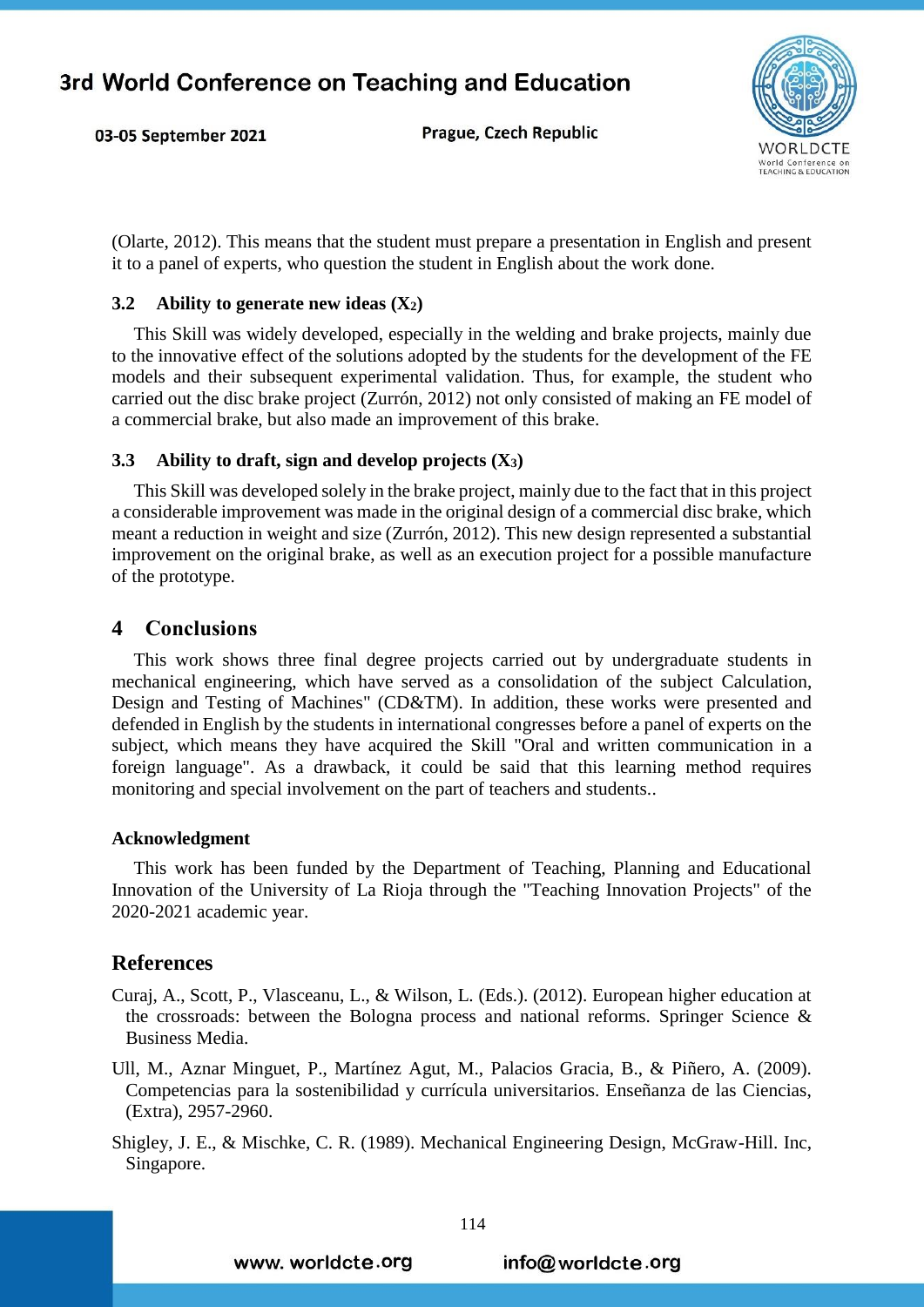(Olarte, 2012). This means that the student must prepare a presentation in English and present it to a panel of experts, who question the student in English about the work done.

### 3.2 Ability to generate new ideas ($X_2$)

This Skill was widely developed, especially in the welding and brake projects, mainly due to the innovative effect of the solutions adopted by the students for the development of the FE models and their subsequent experimental validation. Thus, for example, the student who carried out the disc brake project (Zurrón, 2012) not only consisted of making an FE model of a commercial brake, but also made an improvement of this brake.

### 3.3 Ability to draft, sign and develop projects ($X_3$)

This Skill was developed solely in the brake project, mainly due to the fact that in this project a considerable improvement was made in the original design of a commercial disc brake, which meant a reduction in weight and size (Zurrón, 2012). This new design represented a substantial improvement on the original brake, as well as an execution project for a possible manufacture of the prototype.

## 4 Conclusions

This work shows three final degree projects carried out by undergraduate students in mechanical engineering, which have served as a consolidation of the subject Calculation, Design and Testing of Machines" (CD&TM). In addition, these works were presented and defended in English by the students in international congresses before a panel of experts on the subject, which means they have acquired the Skill "Oral and written communication in a foreign language". As a drawback, it could be said that this learning method requires monitoring and special involvement on the part of teachers and students..

#### Acknowledgment

This work has been funded by the Department of Teaching, Planning and Educational Innovation of the University of La Rioja through the "Teaching Innovation Projects" of the 2020-2021 academic year.

## References

Curaj, A., Scott, P., Vlasceanu, L., & Wilson, L. (Eds.). (2012). European higher education at the crossroads: between the Bologna process and national reforms. Springer Science & Business Media.

Ull, M., Aznar Minguet, P., Martínez Agut, M., Palacios Gracia, B., & Piñero, A. (2009). Competencias para la sostenibilidad y currícula universitarios. Enseñanza de las Ciencias, (Extra), 2957-2960.

Shigley, J. E., & Mischke, C. R. (1989). Mechanical Engineering Design, McGraw-Hill. Inc, Singapore.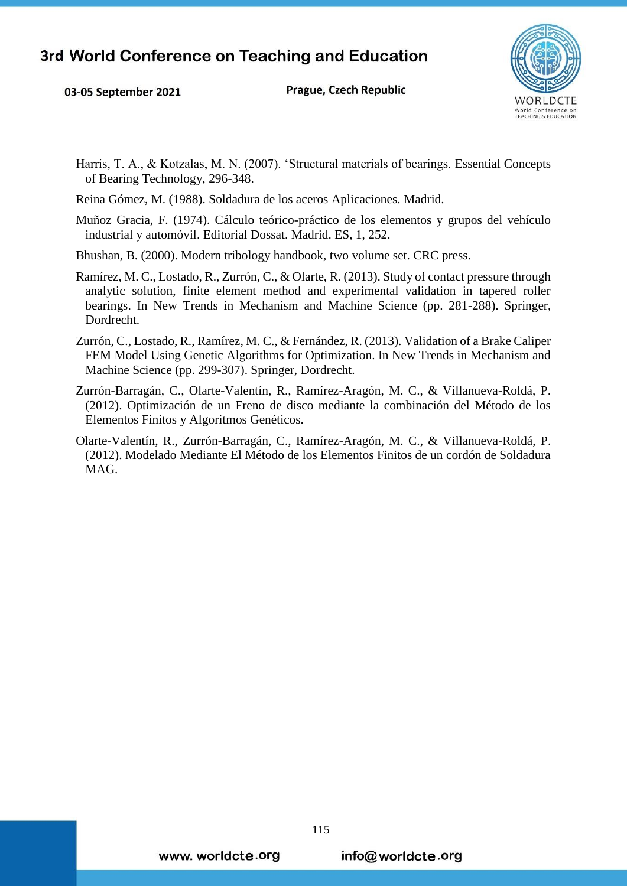Harris, T. A., & Kotzalas, M. N. (2007). 'Structural materials of bearings. Essential Concepts of Bearing Technology, 296-348.

Reina Gómez, M. (1988). Soldadura de los aceros Aplicaciones. Madrid.

Muñoz Gracia, F. (1974). Cálculo teórico-práctico de los elementos y grupos del vehículo industrial y automóvil. Editorial Dossat. Madrid. ES, 1, 252.

Bhushan, B. (2000). Modern tribology handbook, two volume set. CRC press.

Ramírez, M. C., Lostado, R., Zurrón, C., & Olarte, R. (2013). Study of contact pressure through analytic solution, finite element method and experimental validation in tapered roller bearings. In New Trends in Mechanism and Machine Science (pp. 281-288). Springer, Dordrecht.

Zurrón, C., Lostado, R., Ramírez, M. C., & Fernández, R. (2013). Validation of a Brake Caliper FEM Model Using Genetic Algorithms for Optimization. In New Trends in Mechanism and Machine Science (pp. 299-307). Springer, Dordrecht.

Zurrón-Barragán, C., Olarte-Valentín, R., Ramírez-Aragón, M. C., & Villanueva-Roldá, P. (2012). Optimización de un Freno de disco mediante la combinación del Método de los Elementos Finitos y Algoritmos Genéticos.

Olarte-Valentín, R., Zurrón-Barragán, C., Ramírez-Aragón, M. C., & Villanueva-Roldá, P. (2012). Modelado Mediante El Método de los Elementos Finitos de un cordón de Soldadura MAG.